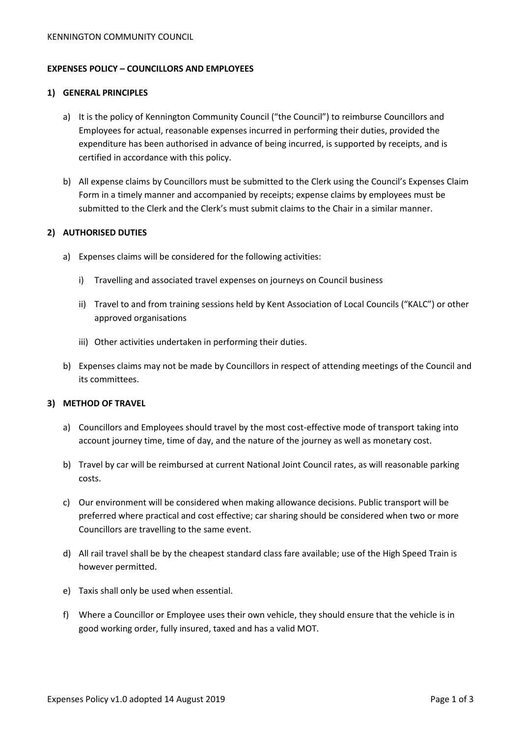KENNINGTON COMMUNITY COUNCIL

**EXPENSES POLICY – COUNCILLORS AND EMPLOYEES**

**1) GENERAL PRINCIPLES**

a) It is the policy of Kennington Community Council ("the Council") to reimburse Councillors and Employees for actual, reasonable expenses incurred in performing their duties, provided the expenditure has been authorised in advance of being incurred, is supported by receipts, and is certified in accordance with this policy.

b) All expense claims by Councillors must be submitted to the Clerk using the Council's Expenses Claim Form in a timely manner and accompanied by receipts; expense claims by employees must be submitted to the Clerk and the Clerk's must submit claims to the Chair in a similar manner.

**2) AUTHORISED DUTIES**

a) Expenses claims will be considered for the following activities:

   i) Travelling and associated travel expenses on journeys on Council business

   ii) Travel to and from training sessions held by Kent Association of Local Councils ("KALC") or other approved organisations

   iii) Other activities undertaken in performing their duties.

b) Expenses claims may not be made by Councillors in respect of attending meetings of the Council and its committees.

**3) METHOD OF TRAVEL**

a) Councillors and Employees should travel by the most cost-effective mode of transport taking into account journey time, time of day, and the nature of the journey as well as monetary cost.

b) Travel by car will be reimbursed at current National Joint Council rates, as will reasonable parking costs.

c) Our environment will be considered when making allowance decisions. Public transport will be preferred where practical and cost effective; car sharing should be considered when two or more Councillors are travelling to the same event.

d) All rail travel shall be by the cheapest standard class fare available; use of the High Speed Train is however permitted.

e) Taxis shall only be used when essential.

f) Where a Councillor or Employee uses their own vehicle, they should ensure that the vehicle is in good working order, fully insured, taxed and has a valid MOT.

Expenses Policy v1.0 adopted 14 August 2019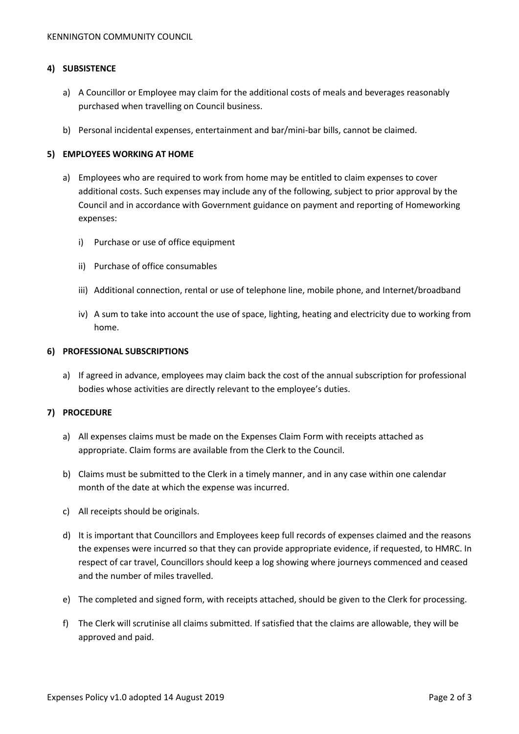## 4) SUBSISTENCE

a) A Councillor or Employee may claim for the additional costs of meals and beverages reasonably purchased when travelling on Council business.

b) Personal incidental expenses, entertainment and bar/mini-bar bills, cannot be claimed.

## 5) EMPLOYEES WORKING AT HOME

a) Employees who are required to work from home may be entitled to claim expenses to cover additional costs. Such expenses may include any of the following, subject to prior approval by the Council and in accordance with Government guidance on payment and reporting of Homeworking expenses:

   i) Purchase or use of office equipment

   ii) Purchase of office consumables

   iii) Additional connection, rental or use of telephone line, mobile phone, and Internet/broadband

   iv) A sum to take into account the use of space, lighting, heating and electricity due to working from home.

## 6) PROFESSIONAL SUBSCRIPTIONS

a) If agreed in advance, employees may claim back the cost of the annual subscription for professional bodies whose activities are directly relevant to the employee's duties.

## 7) PROCEDURE

a) All expenses claims must be made on the Expenses Claim Form with receipts attached as appropriate. Claim forms are available from the Clerk to the Council.

b) Claims must be submitted to the Clerk in a timely manner, and in any case within one calendar month of the date at which the expense was incurred.

c) All receipts should be originals.

d) It is important that Councillors and Employees keep full records of expenses claimed and the reasons the expenses were incurred so that they can provide appropriate evidence, if requested, to HMRC. In respect of car travel, Councillors should keep a log showing where journeys commenced and ceased and the number of miles travelled.

e) The completed and signed form, with receipts attached, should be given to the Clerk for processing.

f) The Clerk will scrutinise all claims submitted. If satisfied that the claims are allowable, they will be approved and paid.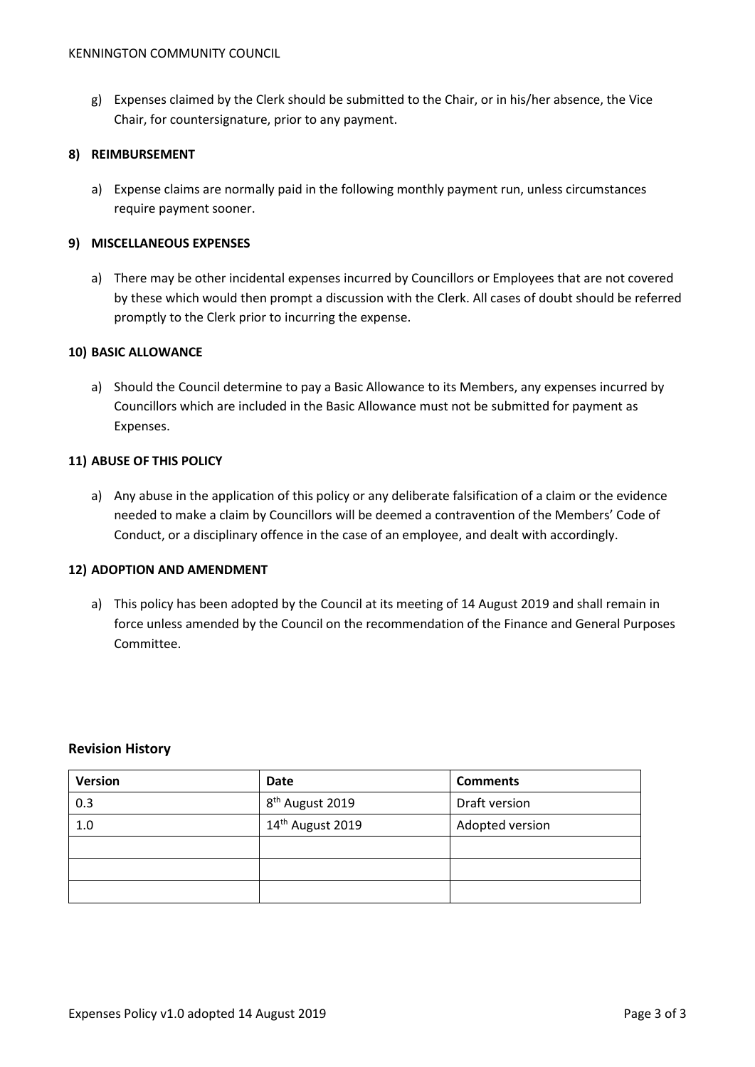g) Expenses claimed by the Clerk should be submitted to the Chair, or in his/her absence, the Vice Chair, for countersignature, prior to any payment.

### 8) REIMBURSEMENT

a) Expense claims are normally paid in the following monthly payment run, unless circumstances require payment sooner.

### 9) MISCELLANEOUS EXPENSES

a) There may be other incidental expenses incurred by Councillors or Employees that are not covered by these which would then prompt a discussion with the Clerk. All cases of doubt should be referred promptly to the Clerk prior to incurring the expense.

### 10) BASIC ALLOWANCE

a) Should the Council determine to pay a Basic Allowance to its Members, any expenses incurred by Councillors which are included in the Basic Allowance must not be submitted for payment as Expenses.

### 11) ABUSE OF THIS POLICY

a) Any abuse in the application of this policy or any deliberate falsification of a claim or the evidence needed to make a claim by Councillors will be deemed a contravention of the Members' Code of Conduct, or a disciplinary offence in the case of an employee, and dealt with accordingly.

### 12) ADOPTION AND AMENDMENT

a) This policy has been adopted by the Council at its meeting of 14 August 2019 and shall remain in force unless amended by the Council on the recommendation of the Finance and General Purposes Committee.

## Revision History

| Version | Date | Comments |
|---|---|---|
| 0.3 | 8th August 2019 | Draft version |
| 1.0 | 14th August 2019 | Adopted version |
| | | |
| | | |
| | | |